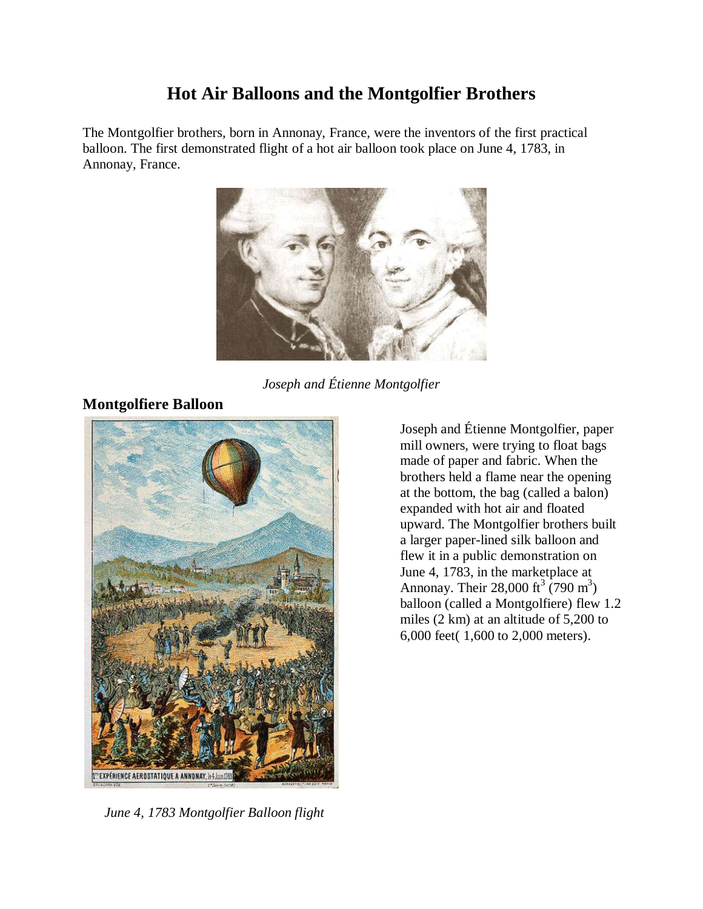# Hot Air Balloons and the Montgolfier Brothers

The Montgolfier brothers, born in Annonay, France, were the inventors of the first practical balloon. The first demonstrated flight of a hot air balloon took place on June 4, 1783, in Annonay, France.

*Joseph and Étienne Montgolfier*

## Montgolfiere Balloon

Joseph and Étienne Montgolfier, paper mill owners, were trying to float bags made of paper and fabric. When the brothers held a flame near the opening at the bottom, the bag (called a balon) expanded with hot air and floated upward. The Montgolfier brothers built a larger paper-lined silk balloon and flew it in a public demonstration on June 4, 1783, in the marketplace at Annonay. Their 28,000 $ft^3$ (790 $m^3$) balloon (called a Montgolfiere) flew 1.2 miles (2 km) at an altitude of 5,200 to 6,000 feet( 1,600 to 2,000 meters).

*June 4, 1783 Montgolfier Balloon flight*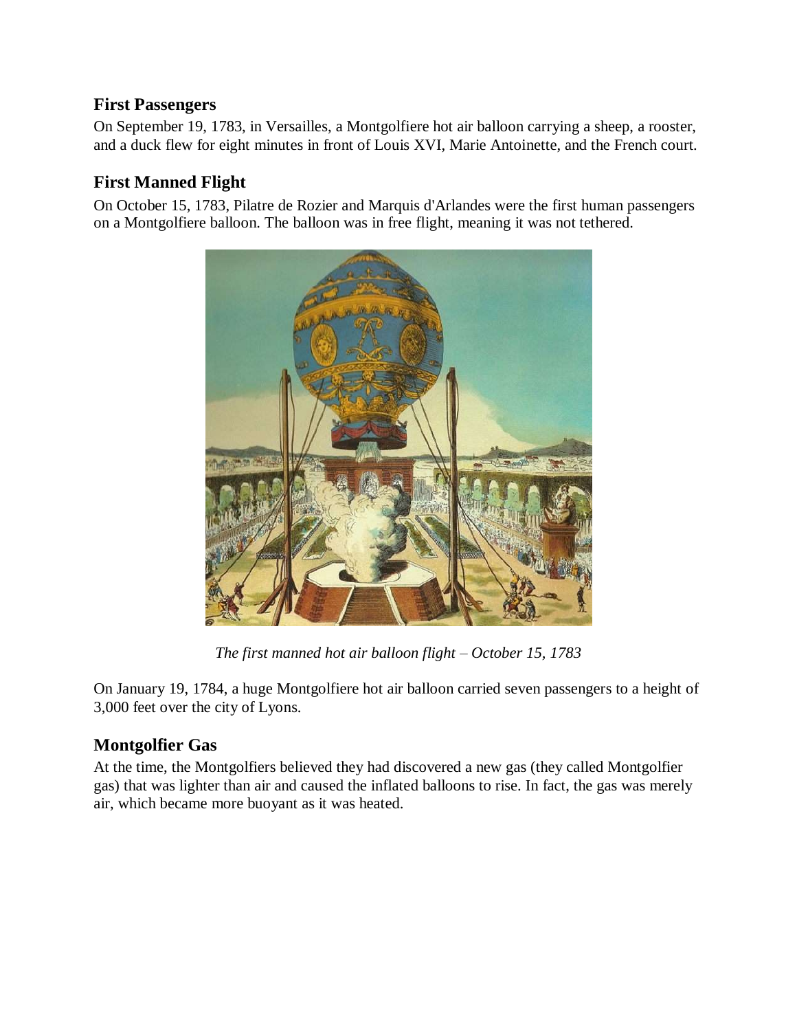## First Passengers

On September 19, 1783, in Versailles, a Montgolfiere hot air balloon carrying a sheep, a rooster, and a duck flew for eight minutes in front of Louis XVI, Marie Antoinette, and the French court.

## First Manned Flight

On October 15, 1783, Pilatre de Rozier and Marquis d'Arlandes were the first human passengers on a Montgolfiere balloon. The balloon was in free flight, meaning it was not tethered.

*The first manned hot air balloon flight – October 15, 1783*

On January 19, 1784, a huge Montgolfiere hot air balloon carried seven passengers to a height of 3,000 feet over the city of Lyons.

## Montgolfier Gas

At the time, the Montgolfiers believed they had discovered a new gas (they called Montgolfier gas) that was lighter than air and caused the inflated balloons to rise. In fact, the gas was merely air, which became more buoyant as it was heated.